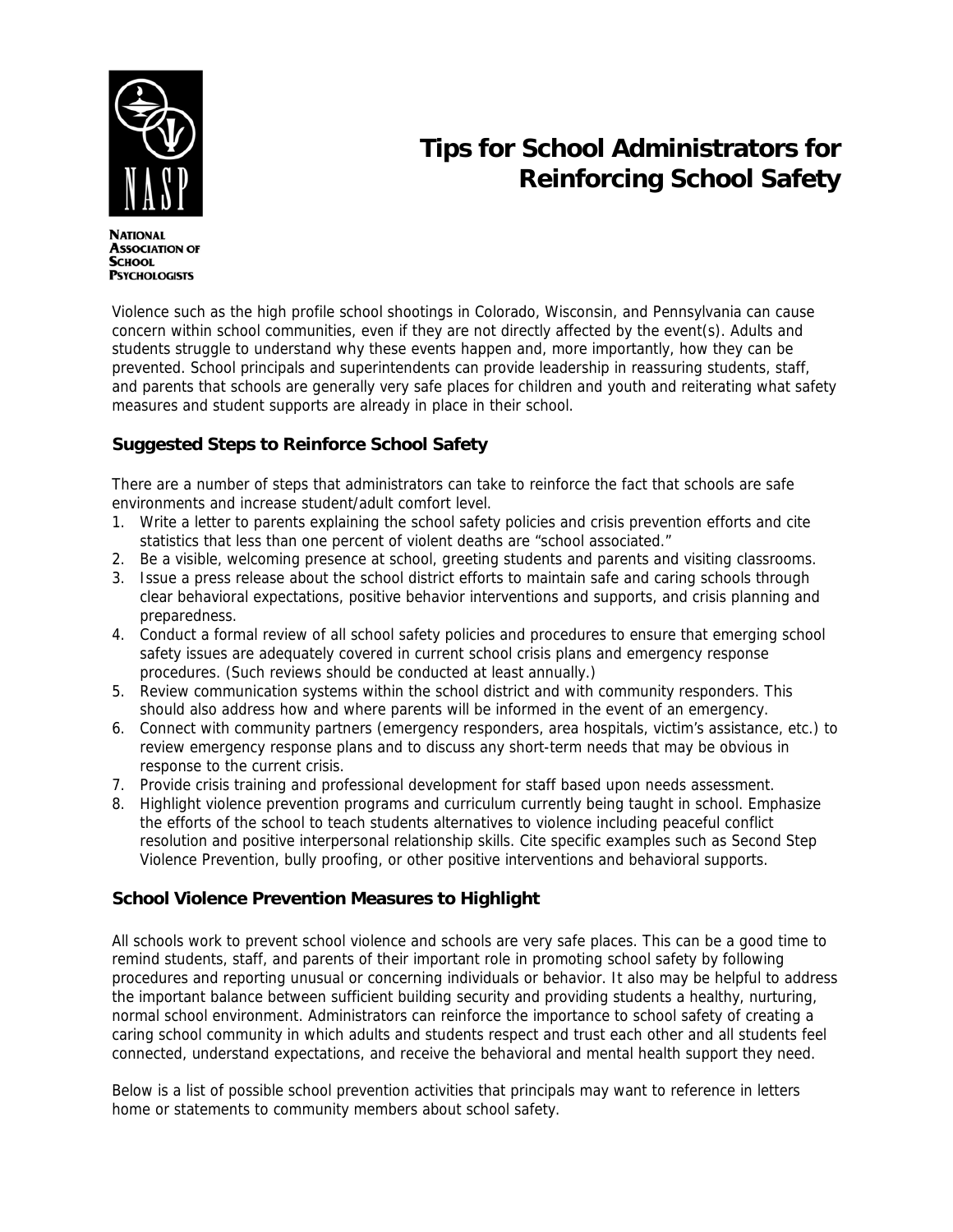NATIONAL ASSOCIATION OF SCHOOL PSYCHOLOGISTS

# Tips for School Administrators for Reinforcing School Safety

Violence such as the high profile school shootings in Colorado, Wisconsin, and Pennsylvania can cause concern within school communities, even if they are not directly affected by the event(s). Adults and students struggle to understand why these events happen and, more importantly, how they can be prevented. School principals and superintendents can provide leadership in reassuring students, staff, and parents that schools are generally very safe places for children and youth and reiterating what safety measures and student supports are already in place in their school.

## Suggested Steps to Reinforce School Safety

There are a number of steps that administrators can take to reinforce the fact that schools are safe environments and increase student/adult comfort level.

1. Write a letter to parents explaining the school safety policies and crisis prevention efforts and cite statistics that less than one percent of violent deaths are "school associated."
2. Be a visible, welcoming presence at school, greeting students and parents and visiting classrooms.
3. Issue a press release about the school district efforts to maintain safe and caring schools through clear behavioral expectations, positive behavior interventions and supports, and crisis planning and preparedness.
4. Conduct a formal review of all school safety policies and procedures to ensure that emerging school safety issues are adequately covered in current school crisis plans and emergency response procedures. (Such reviews should be conducted at least annually.)
5. Review communication systems within the school district and with community responders. This should also address how and where parents will be informed in the event of an emergency.
6. Connect with community partners (emergency responders, area hospitals, victim's assistance, etc.) to review emergency response plans and to discuss any short-term needs that may be obvious in response to the current crisis.
7. Provide crisis training and professional development for staff based upon needs assessment.
8. Highlight violence prevention programs and curriculum currently being taught in school. Emphasize the efforts of the school to teach students alternatives to violence including peaceful conflict resolution and positive interpersonal relationship skills. Cite specific examples such as Second Step Violence Prevention, bully proofing, or other positive interventions and behavioral supports.

## School Violence Prevention Measures to Highlight

All schools work to prevent school violence and schools are very safe places. This can be a good time to remind students, staff, and parents of their important role in promoting school safety by following procedures and reporting unusual or concerning individuals or behavior. It also may be helpful to address the important balance between sufficient building security and providing students a healthy, nurturing, normal school environment. Administrators can reinforce the importance to school safety of creating a caring school community in which adults and students respect and trust each other and all students feel connected, understand expectations, and receive the behavioral and mental health support they need.

Below is a list of possible school prevention activities that principals may want to reference in letters home or statements to community members about school safety.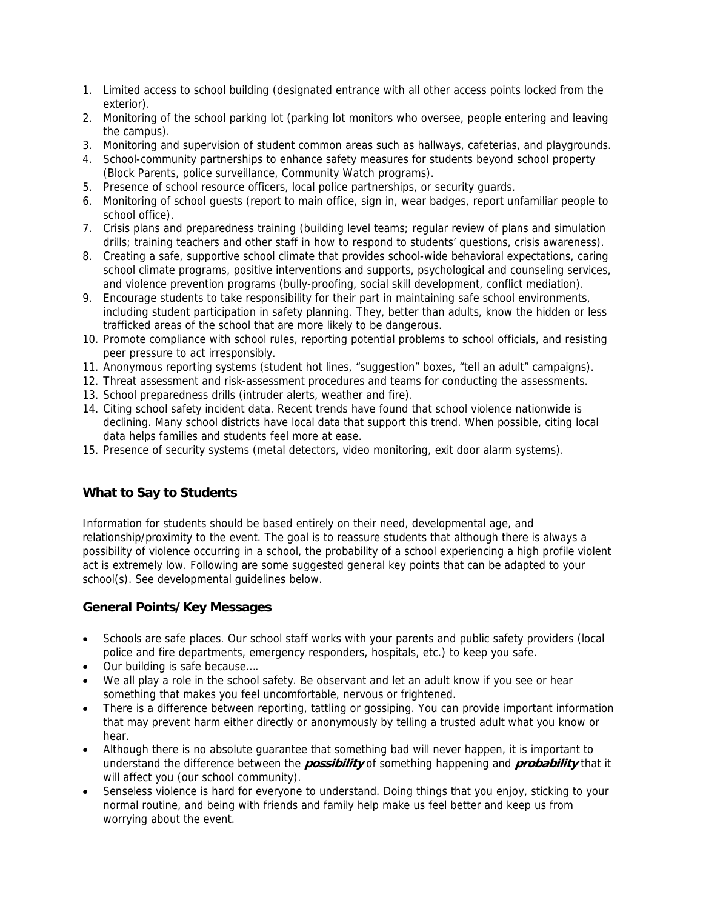1. Limited access to school building (designated entrance with all other access points locked from the exterior).
2. Monitoring of the school parking lot (parking lot monitors who oversee, people entering and leaving the campus).
3. Monitoring and supervision of student common areas such as hallways, cafeterias, and playgrounds.
4. School-community partnerships to enhance safety measures for students beyond school property (Block Parents, police surveillance, Community Watch programs).
5. Presence of school resource officers, local police partnerships, or security guards.
6. Monitoring of school guests (report to main office, sign in, wear badges, report unfamiliar people to school office).
7. Crisis plans and preparedness training (building level teams; regular review of plans and simulation drills; training teachers and other staff in how to respond to students' questions, crisis awareness).
8. Creating a safe, supportive school climate that provides school-wide behavioral expectations, caring school climate programs, positive interventions and supports, psychological and counseling services, and violence prevention programs (bully-proofing, social skill development, conflict mediation).
9. Encourage students to take responsibility for their part in maintaining safe school environments, including student participation in safety planning. They, better than adults, know the hidden or less trafficked areas of the school that are more likely to be dangerous.
10. Promote compliance with school rules, reporting potential problems to school officials, and resisting peer pressure to act irresponsibly.
11. Anonymous reporting systems (student hot lines, "suggestion" boxes, "tell an adult" campaigns).
12. Threat assessment and risk-assessment procedures and teams for conducting the assessments.
13. School preparedness drills (intruder alerts, weather and fire).
14. Citing school safety incident data. Recent trends have found that school violence nationwide is declining. Many school districts have local data that support this trend. When possible, citing local data helps families and students feel more at ease.
15. Presence of security systems (metal detectors, video monitoring, exit door alarm systems).

## What to Say to Students

Information for students should be based entirely on their need, developmental age, and relationship/proximity to the event. The goal is to reassure students that although there is always a possibility of violence occurring in a school, the probability of a school experiencing a high profile violent act is extremely low. Following are some suggested general key points that can be adapted to your school(s). See developmental guidelines below.

### General Points/Key Messages

- Schools are safe places. Our school staff works with your parents and public safety providers (local police and fire departments, emergency responders, hospitals, etc.) to keep you safe.
- Our building is safe because….
- We all play a role in the school safety. Be observant and let an adult know if you see or hear something that makes you feel uncomfortable, nervous or frightened.
- There is a difference between reporting, tattling or gossiping. You can provide important information that may prevent harm either directly or anonymously by telling a trusted adult what you know or hear.
- Although there is no absolute guarantee that something bad will never happen, it is important to understand the difference between the ***possibility*** of something happening and ***probability*** that it will affect you (our school community).
- Senseless violence is hard for everyone to understand. Doing things that you enjoy, sticking to your normal routine, and being with friends and family help make us feel better and keep us from worrying about the event.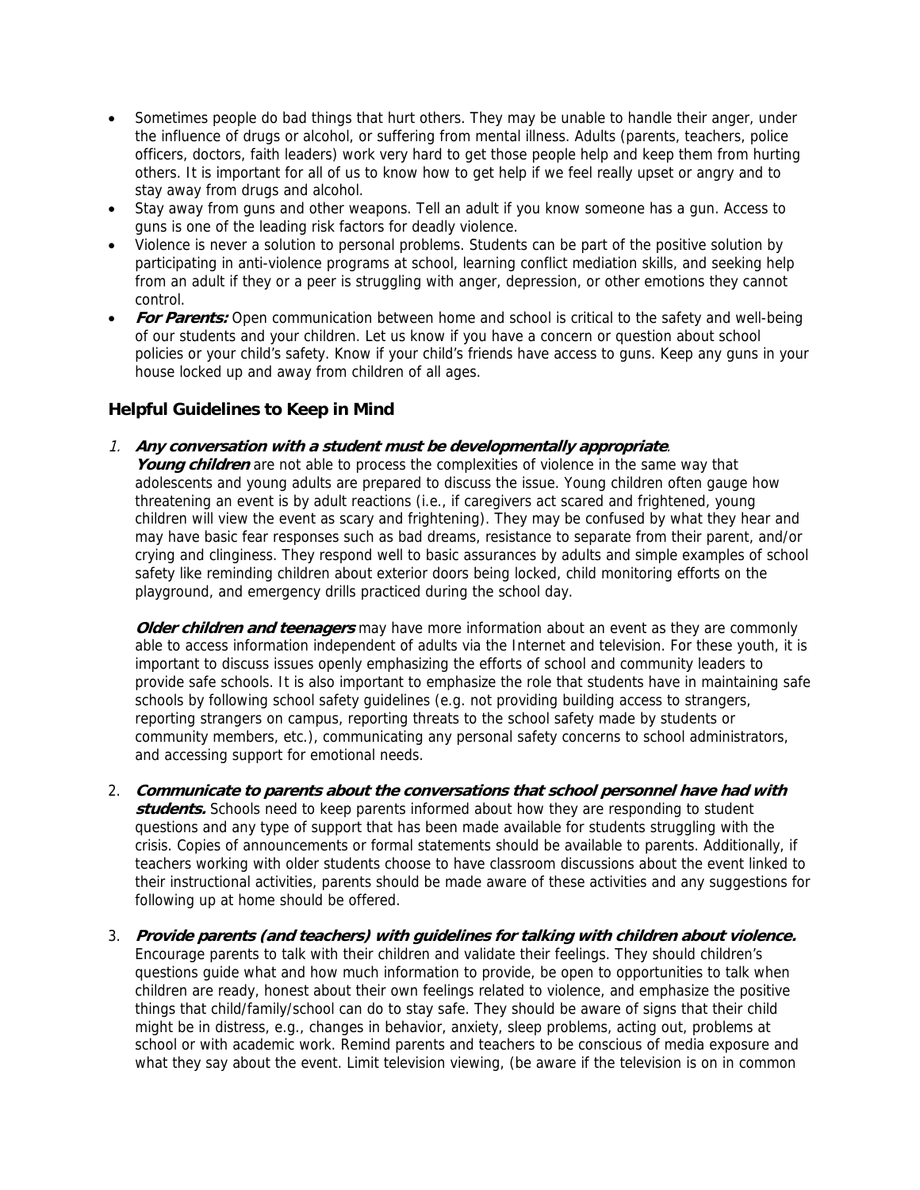- Sometimes people do bad things that hurt others. They may be unable to handle their anger, under the influence of drugs or alcohol, or suffering from mental illness. Adults (parents, teachers, police officers, doctors, faith leaders) work very hard to get those people help and keep them from hurting others. It is important for all of us to know how to get help if we feel really upset or angry and to stay away from drugs and alcohol.
- Stay away from guns and other weapons. Tell an adult if you know someone has a gun. Access to guns is one of the leading risk factors for deadly violence.
- Violence is never a solution to personal problems. Students can be part of the positive solution by participating in anti-violence programs at school, learning conflict mediation skills, and seeking help from an adult if they or a peer is struggling with anger, depression, or other emotions they cannot control.
- ***For Parents:*** Open communication between home and school is critical to the safety and well-being of our students and your children. Let us know if you have a concern or question about school policies or your child's safety. Know if your child's friends have access to guns. Keep any guns in your house locked up and away from children of all ages.

### Helpful Guidelines to Keep in Mind

1. ***Any conversation with a student must be developmentally appropriate**.*
   ***Young children*** are not able to process the complexities of violence in the same way that adolescents and young adults are prepared to discuss the issue. Young children often gauge how threatening an event is by adult reactions (i.e., if caregivers act scared and frightened, young children will view the event as scary and frightening). They may be confused by what they hear and may have basic fear responses such as bad dreams, resistance to separate from their parent, and/or crying and clinginess. They respond well to basic assurances by adults and simple examples of school safety like reminding children about exterior doors being locked, child monitoring efforts on the playground, and emergency drills practiced during the school day.

   ***Older children and teenagers*** may have more information about an event as they are commonly able to access information independent of adults via the Internet and television. For these youth, it is important to discuss issues openly emphasizing the efforts of school and community leaders to provide safe schools. It is also important to emphasize the role that students have in maintaining safe schools by following school safety guidelines (e.g. not providing building access to strangers, reporting strangers on campus, reporting threats to the school safety made by students or community members, etc.), communicating any personal safety concerns to school administrators, and accessing support for emotional needs.

2. ***Communicate to parents about the conversations that school personnel have had with students.*** Schools need to keep parents informed about how they are responding to student questions and any type of support that has been made available for students struggling with the crisis. Copies of announcements or formal statements should be available to parents. Additionally, if teachers working with older students choose to have classroom discussions about the event linked to their instructional activities, parents should be made aware of these activities and any suggestions for following up at home should be offered.

3. ***Provide parents (and teachers) with guidelines for talking with children about violence.*** Encourage parents to talk with their children and validate their feelings. They should children's questions guide what and how much information to provide, be open to opportunities to talk when children are ready, honest about their own feelings related to violence, and emphasize the positive things that child/family/school can do to stay safe. They should be aware of signs that their child might be in distress, e.g., changes in behavior, anxiety, sleep problems, acting out, problems at school or with academic work. Remind parents and teachers to be conscious of media exposure and what they say about the event. Limit television viewing, (be aware if the television is on in common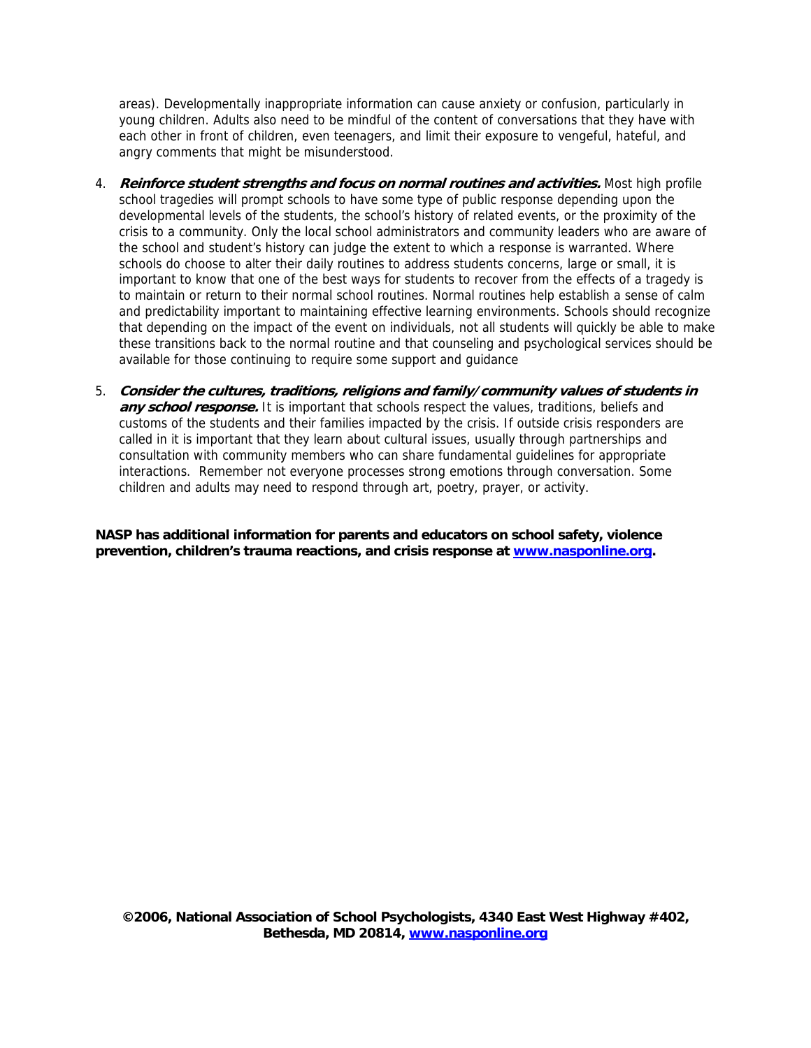areas). Developmentally inappropriate information can cause anxiety or confusion, particularly in young children. Adults also need to be mindful of the content of conversations that they have with each other in front of children, even teenagers, and limit their exposure to vengeful, hateful, and angry comments that might be misunderstood.

4. ***Reinforce student strengths and focus on normal routines and activities.*** Most high profile school tragedies will prompt schools to have some type of public response depending upon the developmental levels of the students, the school's history of related events, or the proximity of the crisis to a community. Only the local school administrators and community leaders who are aware of the school and student's history can judge the extent to which a response is warranted. Where schools do choose to alter their daily routines to address students concerns, large or small, it is important to know that one of the best ways for students to recover from the effects of a tragedy is to maintain or return to their normal school routines. Normal routines help establish a sense of calm and predictability important to maintaining effective learning environments. Schools should recognize that depending on the impact of the event on individuals, not all students will quickly be able to make these transitions back to the normal routine and that counseling and psychological services should be available for those continuing to require some support and guidance

5. ***Consider the cultures, traditions, religions and family/community values of students in any school response.*** It is important that schools respect the values, traditions, beliefs and customs of the students and their families impacted by the crisis. If outside crisis responders are called in it is important that they learn about cultural issues, usually through partnerships and consultation with community members who can share fundamental guidelines for appropriate interactions. Remember not everyone processes strong emotions through conversation. Some children and adults may need to respond through art, poetry, prayer, or activity.

**NASP has additional information for parents and educators on school safety, violence prevention, children's trauma reactions, and crisis response at [www.nasponline.org](http://www.nasponline.org).**

**©2006, National Association of School Psychologists, 4340 East West Highway #402, Bethesda, MD 20814, [www.nasponline.org](http://www.nasponline.org)**